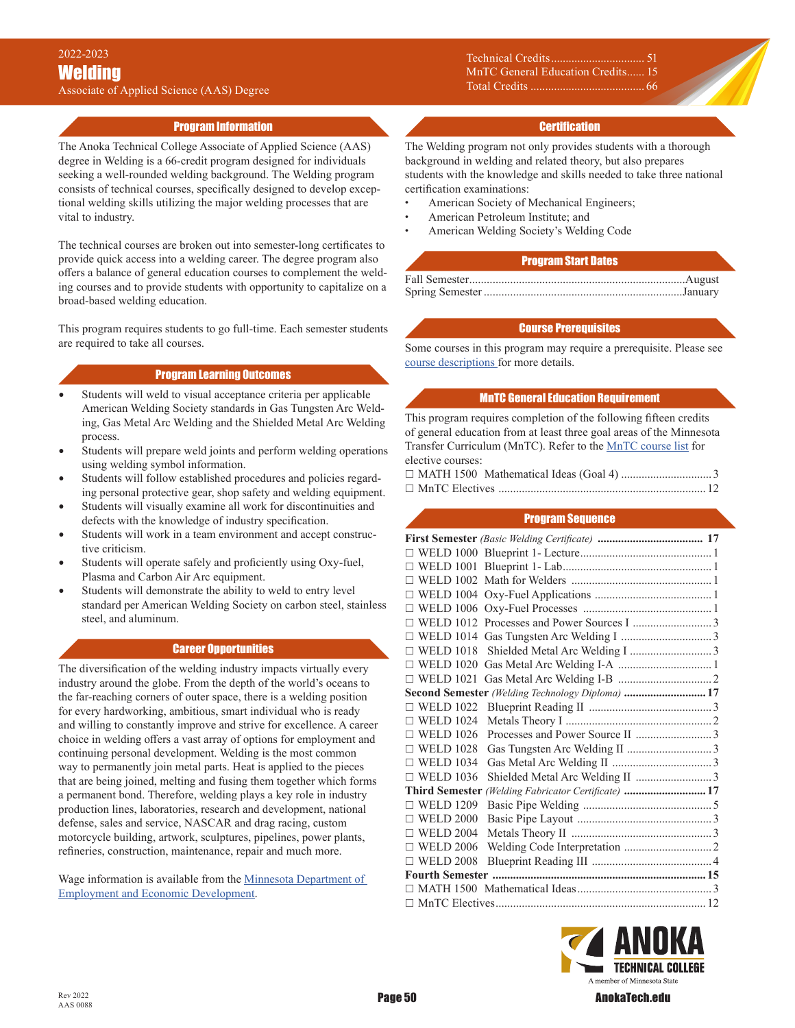2022-2023

# Welding

Associate of Applied Science (AAS) Degree

Technical Credits................................ 51
MnTC General Education Credits...... 15
Total Credits ....................................... 66

## Program Information

The Anoka Technical College Associate of Applied Science (AAS) degree in Welding is a 66-credit program designed for individuals seeking a well-rounded welding background. The Welding program consists of technical courses, specifically designed to develop exceptional welding skills utilizing the major welding processes that are vital to industry.

The technical courses are broken out into semester-long certificates to provide quick access into a welding career. The degree program also offers a balance of general education courses to complement the welding courses and to provide students with opportunity to capitalize on a broad-based welding education.

This program requires students to go full-time. Each semester students are required to take all courses.

## Program Learning Outcomes

- Students will weld to visual acceptance criteria per applicable American Welding Society standards in Gas Tungsten Arc Welding, Gas Metal Arc Welding and the Shielded Metal Arc Welding process.
- Students will prepare weld joints and perform welding operations using welding symbol information.
- Students will follow established procedures and policies regarding personal protective gear, shop safety and welding equipment.
- Students will visually examine all work for discontinuities and defects with the knowledge of industry specification.
- Students will work in a team environment and accept constructive criticism.
- Students will operate safely and proficiently using Oxy-fuel, Plasma and Carbon Air Arc equipment.
- Students will demonstrate the ability to weld to entry level standard per American Welding Society on carbon steel, stainless steel, and aluminum.

## Career Opportunities

The diversification of the welding industry impacts virtually every industry around the globe. From the depth of the world's oceans to the far-reaching corners of outer space, there is a welding position for every hardworking, ambitious, smart individual who is ready and willing to constantly improve and strive for excellence. A career choice in welding offers a vast array of options for employment and continuing personal development. Welding is the most common way to permanently join metal parts. Heat is applied to the pieces that are being joined, melting and fusing them together which forms a permanent bond. Therefore, welding plays a key role in industry production lines, laboratories, research and development, national defense, sales and service, NASCAR and drag racing, custom motorcycle building, artwork, sculptures, pipelines, power plants, refineries, construction, maintenance, repair and much more.

Wage information is available from the Minnesota Department of Employment and Economic Development.

## Certification

The Welding program not only provides students with a thorough background in welding and related theory, but also prepares students with the knowledge and skills needed to take three national certification examinations:

- American Society of Mechanical Engineers;
- American Petroleum Institute; and
- American Welding Society's Welding Code

## Program Start Dates

Fall Semester.........................................................................August
Spring Semester ...................................................................January

## Course Prerequisites

Some courses in this program may require a prerequisite. Please see course descriptions for more details.

## MnTC General Education Requirement

This program requires completion of the following fifteen credits of general education from at least three goal areas of the Minnesota Transfer Curriculum (MnTC). Refer to the MnTC course list for elective courses:

☐ MATH 1500 Mathematical Ideas (Goal 4) ............................... 3
☐ MnTC Electives ...................................................................... 12

## Program Sequence

**First Semester** *(Basic Welding Certificate)* .................................... **17**
☐ WELD 1000 Blueprint 1- Lecture............................................ 1
☐ WELD 1001 Blueprint 1- Lab.................................................. 1
☐ WELD 1002 Math for Welders ................................................ 1
☐ WELD 1004 Oxy-Fuel Applications ........................................ 1
☐ WELD 1006 Oxy-Fuel Processes ............................................ 1
☐ WELD 1012 Processes and Power Sources I ........................... 3
☐ WELD 1014 Gas Tungsten Arc Welding I ............................... 3
☐ WELD 1018 Shielded Metal Arc Welding I ............................ 3
☐ WELD 1020 Gas Metal Arc Welding I-A ................................ 1
☐ WELD 1021 Gas Metal Arc Welding I-B ................................ 2

**Second Semester** *(Welding Technology Diploma)* ............................ **17**
☐ WELD 1022 Blueprint Reading II .......................................... 3
☐ WELD 1024 Metals Theory I .................................................. 2
☐ WELD 1026 Processes and Power Source II .......................... 3
☐ WELD 1028 Gas Tungsten Arc Welding II ............................. 3
☐ WELD 1034 Gas Metal Arc Welding II .................................. 3
☐ WELD 1036 Shielded Metal Arc Welding II .......................... 3

**Third Semester** *(Welding Fabricator Certificate)* ............................ **17**
☐ WELD 1209 Basic Pipe Welding ............................................ 5
☐ WELD 2000 Basic Pipe Layout .............................................. 3
☐ WELD 2004 Metals Theory II ................................................ 3
☐ WELD 2006 Welding Code Interpretation .............................. 2
☐ WELD 2008 Blueprint Reading III ......................................... 4

**Fourth Semester** ........................................................................ **15**
☐ MATH 1500 Mathematical Ideas.............................................. 3
☐ MnTC Electives....................................................................... 12

Rev 2022
AAS 0088

ANOKA TECHNICAL COLLEGE
A member of Minnesota State

AnokaTech.edu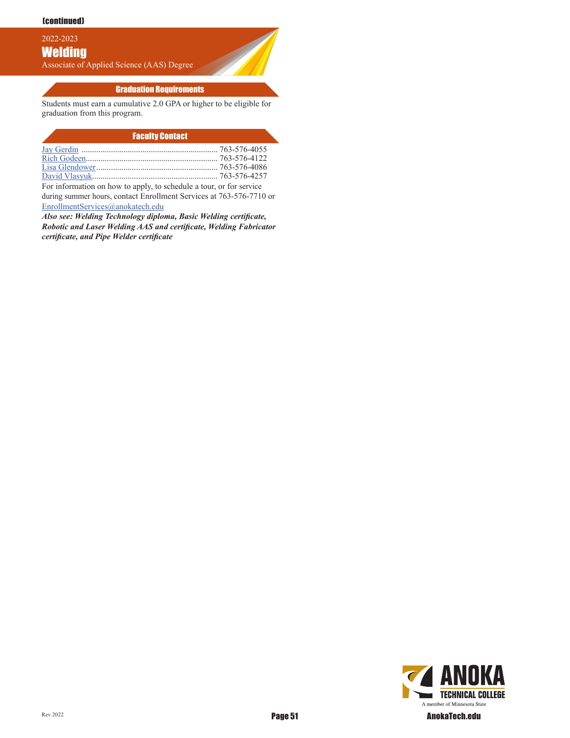(continued)

2022-2023

# Welding

Associate of Applied Science (AAS) Degree

## Graduation Requirements

Students must earn a cumulative 2.0 GPA or higher to be eligible for graduation from this program.

## Faculty Contact

Jay Gerdin ................................................................. 763-576-4055
Rich Godeen............................................................... 763-576-4122
Lisa Glendower.......................................................... 763-576-4086
David Vlasyuk............................................................ 763-576-4257

For information on how to apply, to schedule a tour, or for service during summer hours, contact Enrollment Services at 763-576-7710 or EnrollmentServices@anokatech.edu

***Also see: Welding Technology diploma, Basic Welding certificate, Robotic and Laser Welding AAS and certificate, Welding Fabricator certificate, and Pipe Welder certificate***

Rev 2022

ANOKA TECHNICAL COLLEGE
A member of Minnesota State

AnokaTech.edu